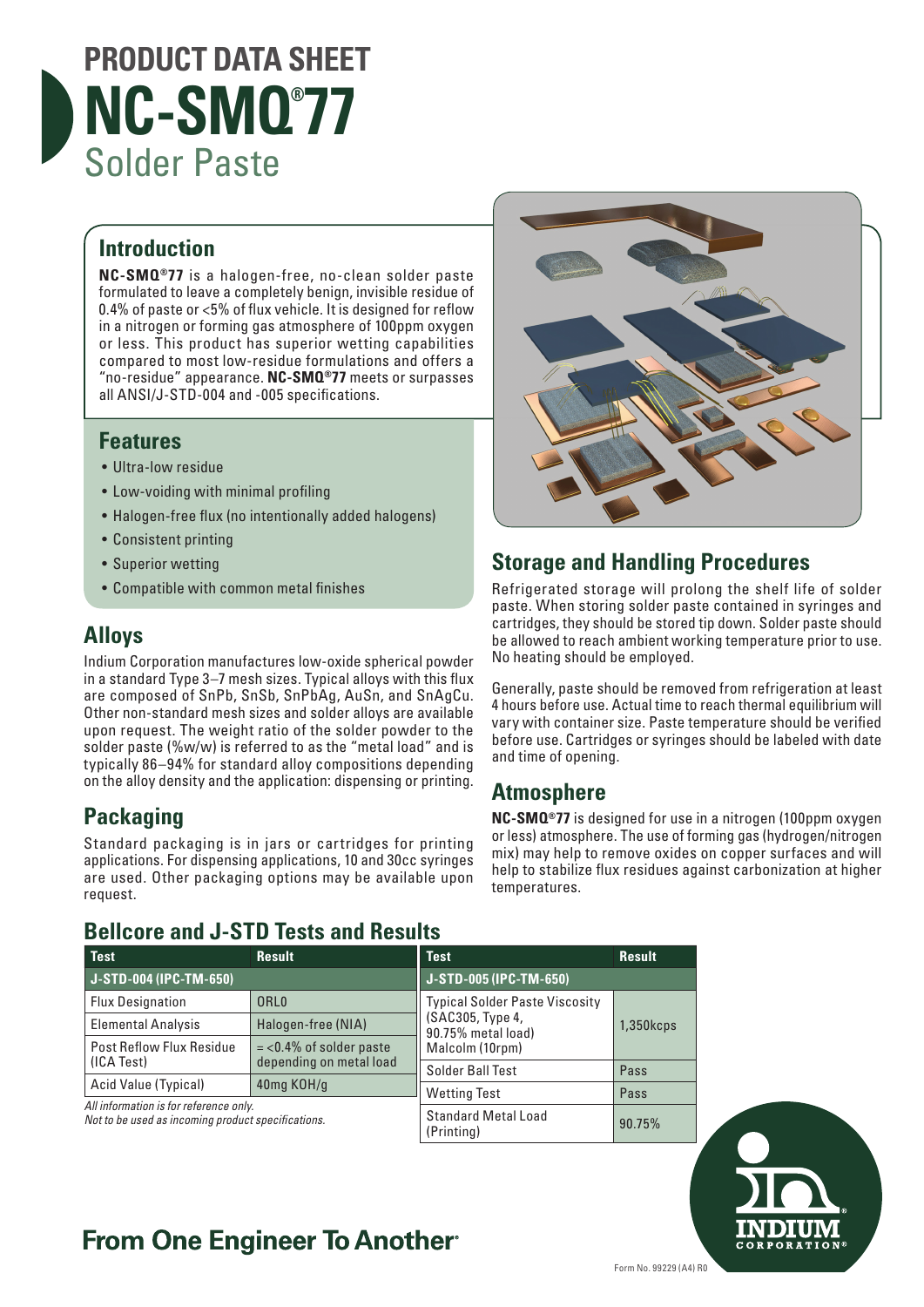# PRODUCT DATA SHEET

# NC-SMQ®77

## Solder Paste

## Introduction

**NC-SMQ®77** is a halogen-free, no-clean solder paste formulated to leave a completely benign, invisible residue of 0.4% of paste or <5% of flux vehicle. It is designed for reflow in a nitrogen or forming gas atmosphere of 100ppm oxygen or less. This product has superior wetting capabilities compared to most low-residue formulations and offers a "no-residue" appearance. **NC-SMQ®77** meets or surpasses all ANSI/J-STD-004 and -005 specifications.

## Features

- Ultra-low residue
- Low-voiding with minimal profiling
- Halogen-free flux (no intentionally added halogens)
- Consistent printing
- Superior wetting
- Compatible with common metal finishes

## Alloys

Indium Corporation manufactures low-oxide spherical powder in a standard Type 3–7 mesh sizes. Typical alloys with this flux are composed of SnPb, SnSb, SnPbAg, AuSn, and SnAgCu. Other non-standard mesh sizes and solder alloys are available upon request. The weight ratio of the solder powder to the solder paste (%w/w) is referred to as the "metal load" and is typically 86–94% for standard alloy compositions depending on the alloy density and the application: dispensing or printing.

## Packaging

Standard packaging is in jars or cartridges for printing applications. For dispensing applications, 10 and 30cc syringes are used. Other packaging options may be available upon request.

## Storage and Handling Procedures

Refrigerated storage will prolong the shelf life of solder paste. When storing solder paste contained in syringes and cartridges, they should be stored tip down. Solder paste should be allowed to reach ambient working temperature prior to use. No heating should be employed.

Generally, paste should be removed from refrigeration at least 4 hours before use. Actual time to reach thermal equilibrium will vary with container size. Paste temperature should be verified before use. Cartridges or syringes should be labeled with date and time of opening.

## Atmosphere

**NC-SMQ®77** is designed for use in a nitrogen (100ppm oxygen or less) atmosphere. The use of forming gas (hydrogen/nitrogen mix) may help to remove oxides on copper surfaces and will help to stabilize flux residues against carbonization at higher temperatures.

## Bellcore and J-STD Tests and Results

| Test | Result |
|---|---|
| **J-STD-004 (IPC-TM-650)** | |
| Flux Designation | ORL0 |
| Elemental Analysis | Halogen-free (NIA) |
| Post Reflow Flux Residue (ICA Test) | = <0.4% of solder paste depending on metal load |
| Acid Value (Typical) | 40mg KOH/g |

*All information is for reference only.*
*Not to be used as incoming product specifications.*

| Test | Result |
|---|---|
| **J-STD-005 (IPC-TM-650)** | |
| Typical Solder Paste Viscosity (SAC305, Type 4, 90.75% metal load) Malcolm (10rpm) | 1,350kcps |
| Solder Ball Test | Pass |
| Wetting Test | Pass |
| Standard Metal Load (Printing) | 90.75% |

**From One Engineer To Another®**

INDIUM CORPORATION®

Form No. 99229 (A4) R0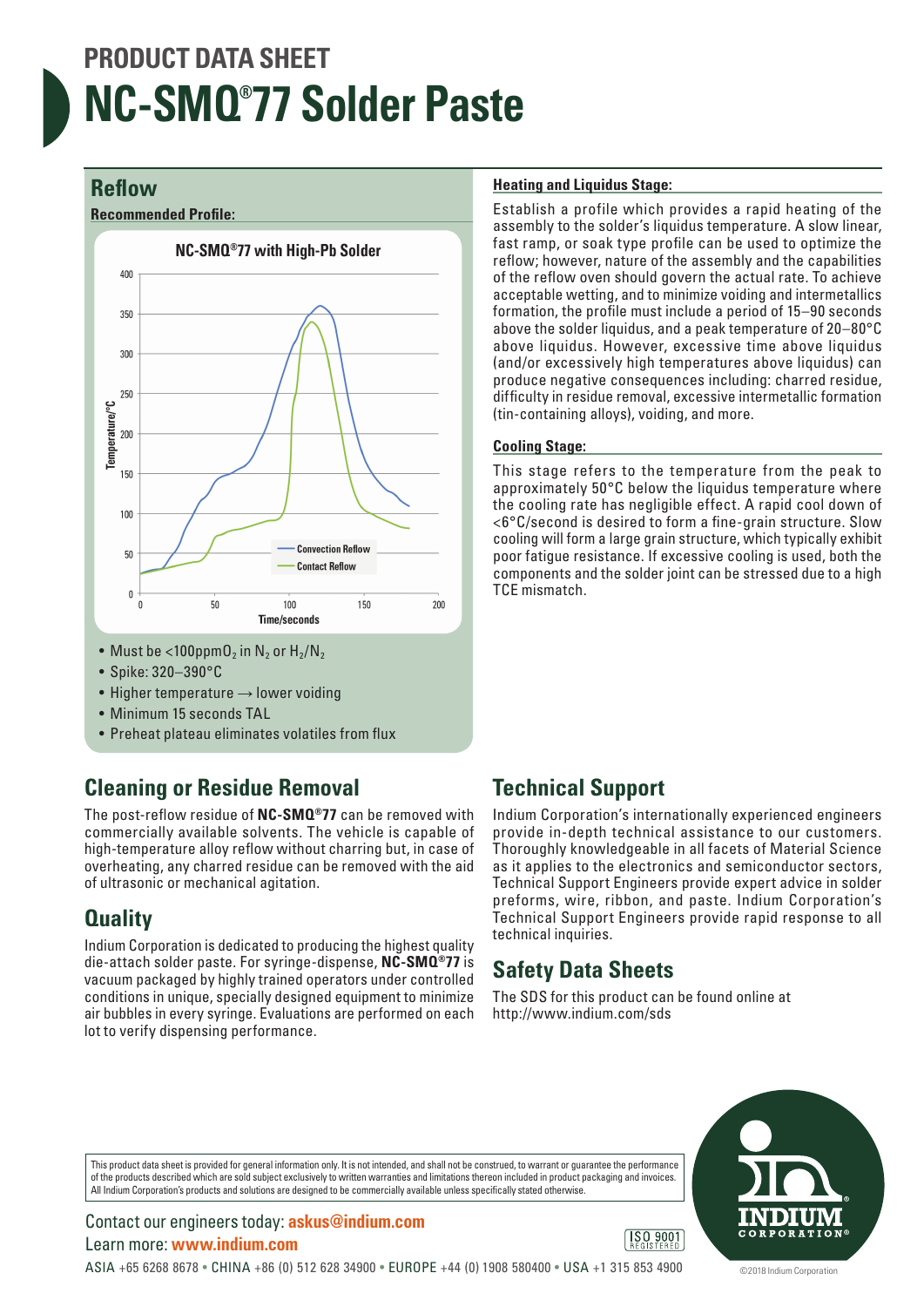# PRODUCT DATA SHEET
# NC-SMQ®77 Solder Paste

## Reflow

**Recommended Profile:**

NC-SMQ®77 with High-Pb Solder

Temperature/°C

400
350
300
250
200
150
100
50
0

0
50
100
150
200

Time/seconds

Convection Reflow
Contact Reflow

- Must be <100ppm$O_2$ in $N_2$ or $H_2/N_2$
- Spike: 320–390°C
- Higher temperature → lower voiding
- Minimum 15 seconds TAL
- Preheat plateau eliminates volatiles from flux

**Heating and Liquidus Stage:**

Establish a profile which provides a rapid heating of the assembly to the solder's liquidus temperature. A slow linear, fast ramp, or soak type profile can be used to optimize the reflow; however, nature of the assembly and the capabilities of the reflow oven should govern the actual rate. To achieve acceptable wetting, and to minimize voiding and intermetallics formation, the profile must include a period of 15–90 seconds above the solder liquidus, and a peak temperature of 20–80°C above liquidus. However, excessive time above liquidus (and/or excessively high temperatures above liquidus) can produce negative consequences including: charred residue, difficulty in residue removal, excessive intermetallic formation (tin-containing alloys), voiding, and more.

**Cooling Stage:**

This stage refers to the temperature from the peak to approximately 50°C below the liquidus temperature where the cooling rate has negligible effect. A rapid cool down of <6°C/second is desired to form a fine-grain structure. Slow cooling will form a large grain structure, which typically exhibit poor fatigue resistance. If excessive cooling is used, both the components and the solder joint can be stressed due to a high TCE mismatch.

## Cleaning or Residue Removal

The post-reflow residue of **NC-SMQ®77** can be removed with commercially available solvents. The vehicle is capable of high-temperature alloy reflow without charring but, in case of overheating, any charred residue can be removed with the aid of ultrasonic or mechanical agitation.

## Quality

Indium Corporation is dedicated to producing the highest quality die-attach solder paste. For syringe-dispense, **NC-SMQ®77** is vacuum packaged by highly trained operators under controlled conditions in unique, specially designed equipment to minimize air bubbles in every syringe. Evaluations are performed on each lot to verify dispensing performance.

## Technical Support

Indium Corporation's internationally experienced engineers provide in-depth technical assistance to our customers. Thoroughly knowledgeable in all facets of Material Science as it applies to the electronics and semiconductor sectors, Technical Support Engineers provide expert advice in solder preforms, wire, ribbon, and paste. Indium Corporation's Technical Support Engineers provide rapid response to all technical inquiries.

## Safety Data Sheets

The SDS for this product can be found online at http://www.indium.com/sds

This product data sheet is provided for general information only. It is not intended, and shall not be construed, to warrant or guarantee the performance of the products described which are sold subject exclusively to written warranties and limitations thereon included in product packaging and invoices. All Indium Corporation's products and solutions are designed to be commercially available unless specifically stated otherwise.

Contact our engineers today: **askus@indium.com**
Learn more: **www.indium.com**

ASIA +65 6268 8678 • CHINA +86 (0) 512 628 34900 • EUROPE +44 (0) 1908 580400 • USA +1 315 853 4900

ISO 9001 REGISTERED

INDIUM CORPORATION®

©2018 Indium Corporation